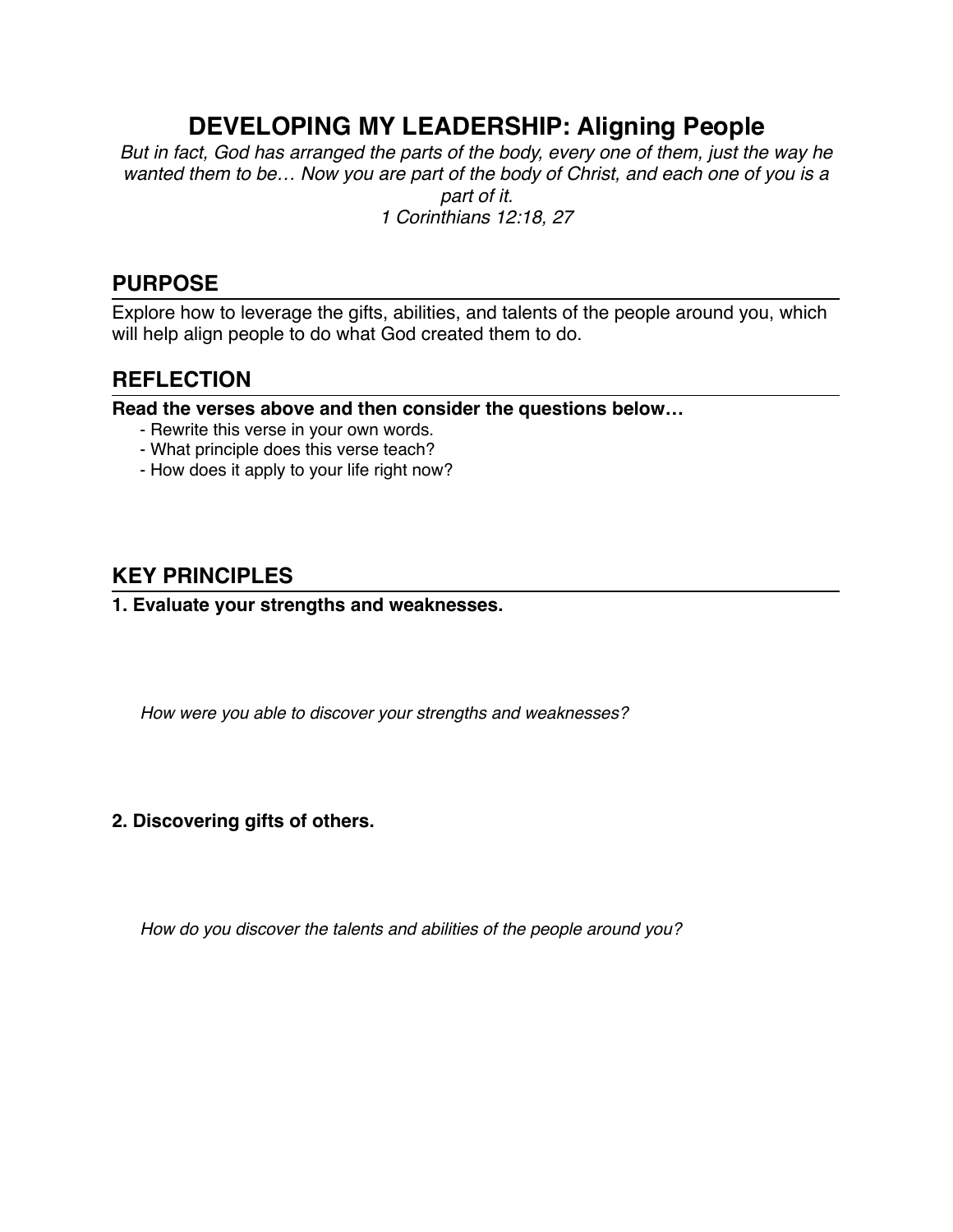# DEVELOPING MY LEADERSHIP: Aligning People

*But in fact, God has arranged the parts of the body, every one of them, just the way he wanted them to be… Now you are part of the body of Christ, and each one of you is a part of it.*
*1 Corinthians 12:18, 27*

## PURPOSE

Explore how to leverage the gifts, abilities, and talents of the people around you, which will help align people to do what God created them to do.

## REFLECTION

**Read the verses above and then consider the questions below…**

- Rewrite this verse in your own words.
- What principle does this verse teach?
- How does it apply to your life right now?

## KEY PRINCIPLES

**1. Evaluate your strengths and weaknesses.**

*How were you able to discover your strengths and weaknesses?*

**2. Discovering gifts of others.**

*How do you discover the talents and abilities of the people around you?*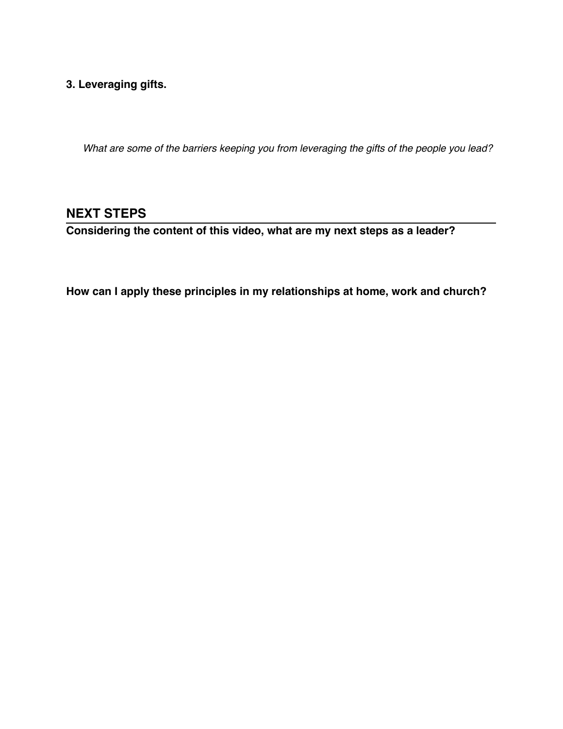**3. Leveraging gifts.**

*What are some of the barriers keeping you from leveraging the gifts of the people you lead?*

## NEXT STEPS

**Considering the content of this video, what are my next steps as a leader?**

**How can I apply these principles in my relationships at home, work and church?**